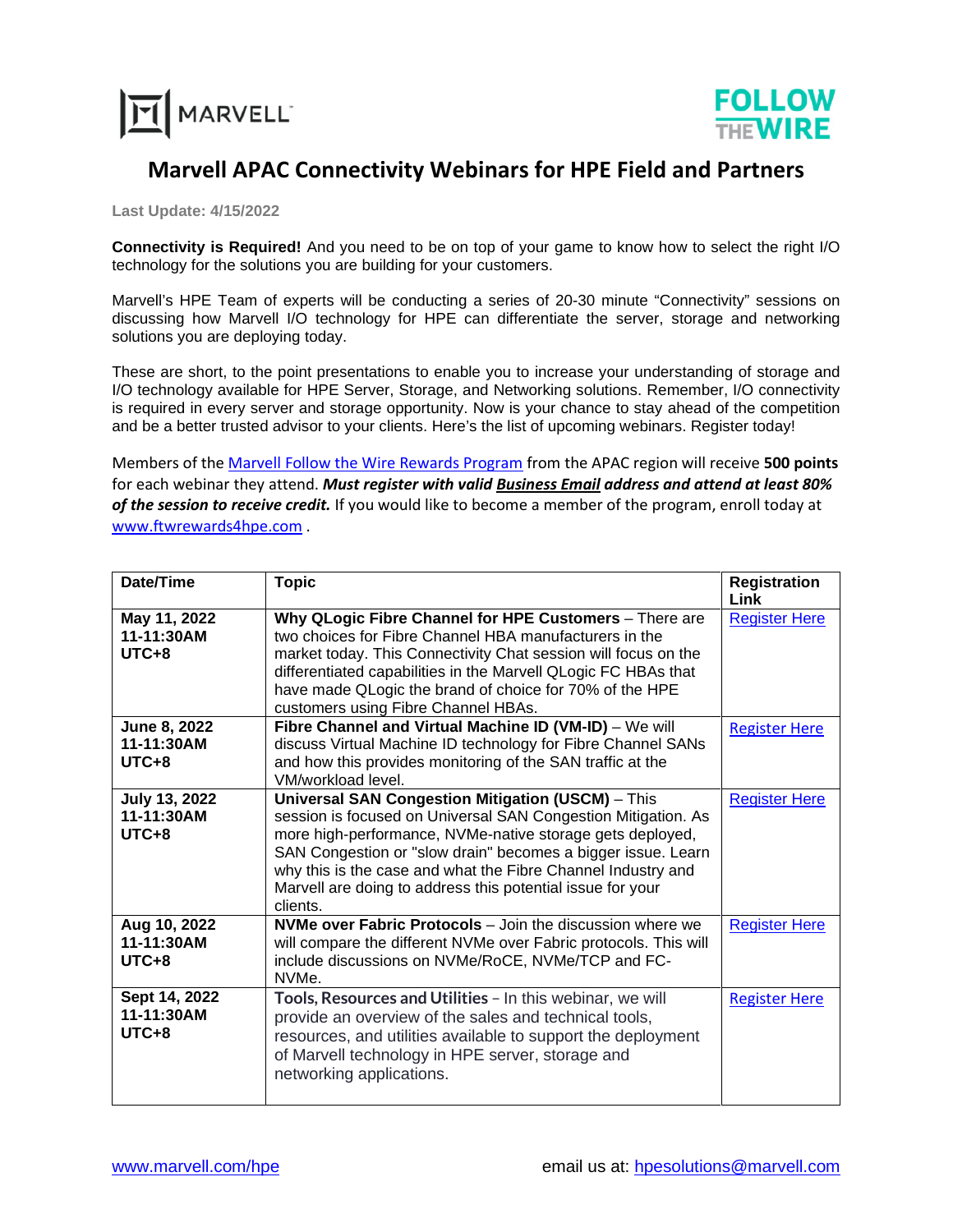MARVELL

FOLLOW THE WIRE

# Marvell APAC Connectivity Webinars for HPE Field and Partners

**Last Update: 4/15/2022**

**Connectivity is Required!** And you need to be on top of your game to know how to select the right I/O technology for the solutions you are building for your customers.

Marvell's HPE Team of experts will be conducting a series of 20-30 minute "Connectivity" sessions on discussing how Marvell I/O technology for HPE can differentiate the server, storage and networking solutions you are deploying today.

These are short, to the point presentations to enable you to increase your understanding of storage and I/O technology available for HPE Server, Storage, and Networking solutions. Remember, I/O connectivity is required in every server and storage opportunity. Now is your chance to stay ahead of the competition and be a better trusted advisor to your clients. Here's the list of upcoming webinars. Register today!

Members of the Marvell Follow the Wire Rewards Program from the APAC region will receive **500 points** for each webinar they attend. ***Must register with valid Business Email address and attend at least 80% of the session to receive credit.*** If you would like to become a member of the program, enroll today at www.ftwrewards4hpe.com .

| Date/Time | Topic | Registration Link |
|---|---|---|
| **May 11, 2022 11-11:30AM UTC+8** | **Why QLogic Fibre Channel for HPE Customers** – There are two choices for Fibre Channel HBA manufacturers in the market today. This Connectivity Chat session will focus on the differentiated capabilities in the Marvell QLogic FC HBAs that have made QLogic the brand of choice for 70% of the HPE customers using Fibre Channel HBAs. | Register Here |
| **June 8, 2022 11-11:30AM UTC+8** | **Fibre Channel and Virtual Machine ID (VM-ID)** – We will discuss Virtual Machine ID technology for Fibre Channel SANs and how this provides monitoring of the SAN traffic at the VM/workload level. | Register Here |
| **July 13, 2022 11-11:30AM UTC+8** | **Universal SAN Congestion Mitigation (USCM)** – This session is focused on Universal SAN Congestion Mitigation. As more high-performance, NVMe-native storage gets deployed, SAN Congestion or "slow drain" becomes a bigger issue. Learn why this is the case and what the Fibre Channel Industry and Marvell are doing to address this potential issue for your clients. | Register Here |
| **Aug 10, 2022 11-11:30AM UTC+8** | **NVMe over Fabric Protocols** – Join the discussion where we will compare the different NVMe over Fabric protocols. This will include discussions on NVMe/RoCE, NVMe/TCP and FC-NVMe. | Register Here |
| **Sept 14, 2022 11-11:30AM UTC+8** | **Tools, Resources and Utilities** – In this webinar, we will provide an overview of the sales and technical tools, resources, and utilities available to support the deployment of Marvell technology in HPE server, storage and networking applications. | Register Here |

www.marvell.com/hpe email us at: hpesolutions@marvell.com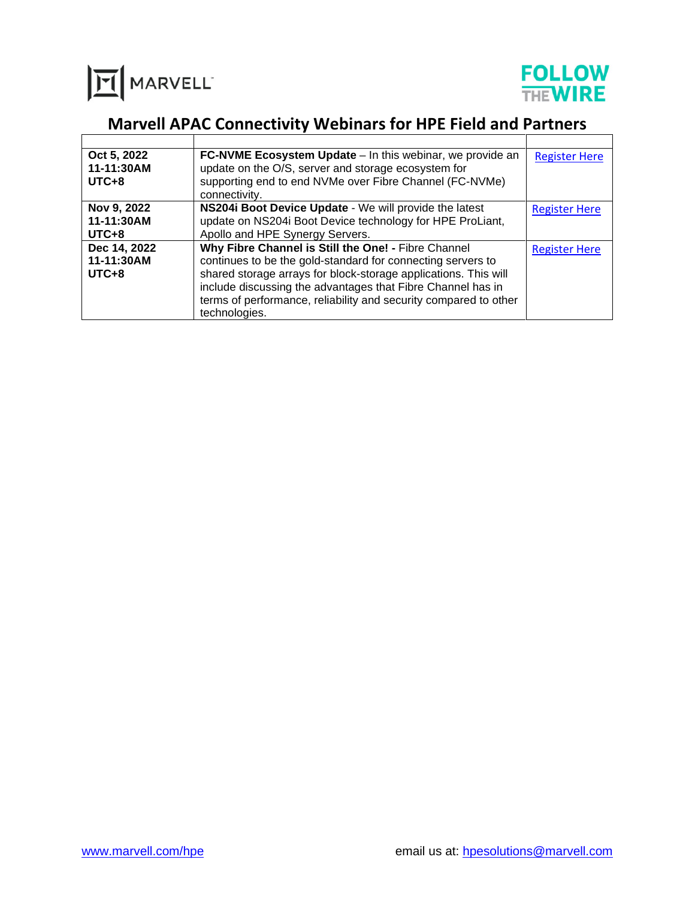# Marvell APAC Connectivity Webinars for HPE Field and Partners

| | | |
|---|---|---|
| **Oct 5, 2022 11-11:30AM UTC+8** | **FC-NVME Ecosystem Update** – In this webinar, we provide an update on the O/S, server and storage ecosystem for supporting end to end NVMe over Fibre Channel (FC-NVMe) connectivity. | Register Here |
| **Nov 9, 2022 11-11:30AM UTC+8** | **NS204i Boot Device Update** - We will provide the latest update on NS204i Boot Device technology for HPE ProLiant, Apollo and HPE Synergy Servers. | Register Here |
| **Dec 14, 2022 11-11:30AM UTC+8** | **Why Fibre Channel is Still the One! -** Fibre Channel continues to be the gold-standard for connecting servers to shared storage arrays for block-storage applications. This will include discussing the advantages that Fibre Channel has in terms of performance, reliability and security compared to other technologies. | Register Here |

www.marvell.com/hpe

email us at: hpesolutions@marvell.com